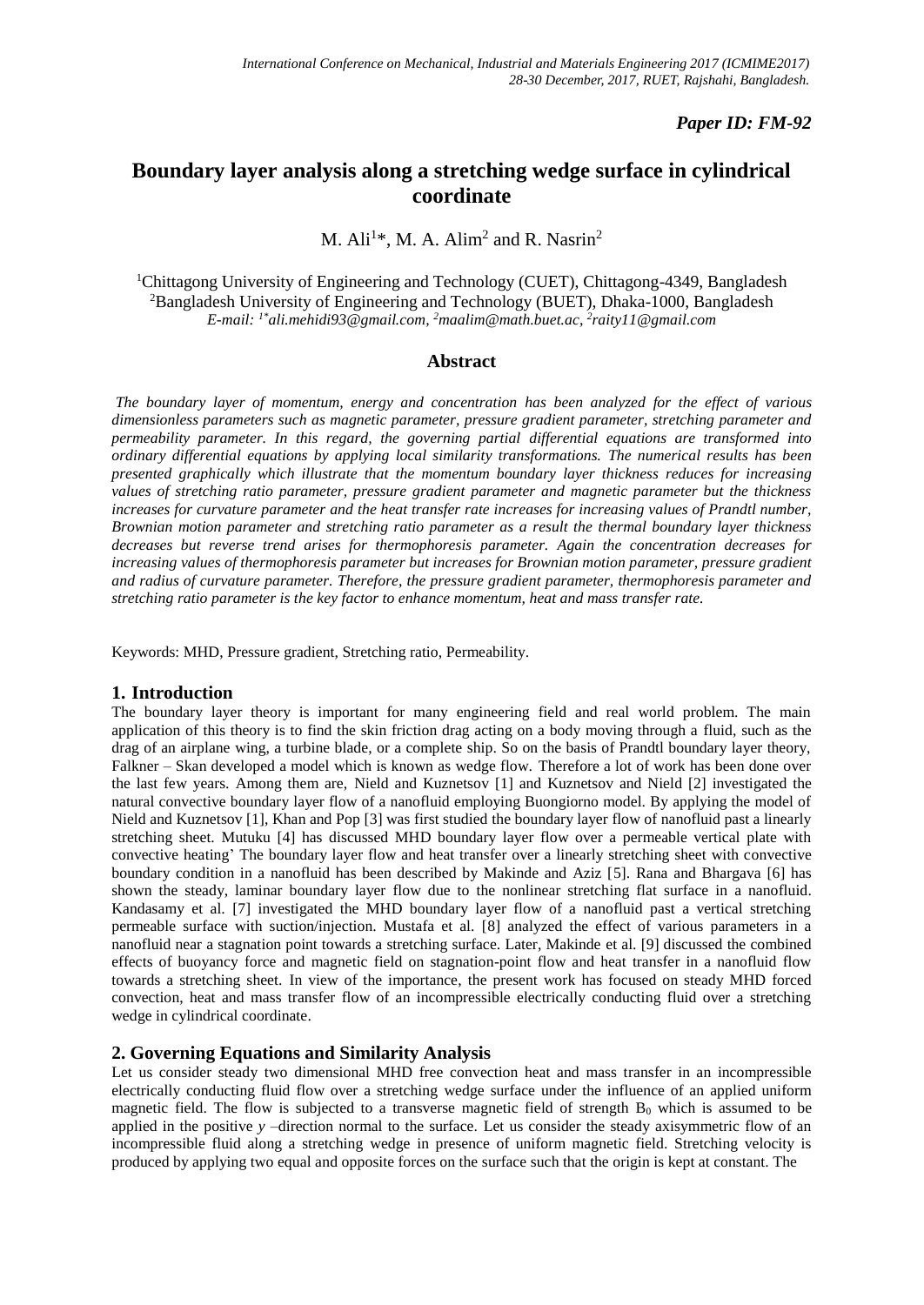*Paper ID: FM-92*

# Boundary layer analysis along a stretching wedge surface in cylindrical coordinate

M. Ali[1]*, M. A. Alim[2] and R. Nasrin[2]

[1]Chittagong University of Engineering and Technology (CUET), Chittagong-4349, Bangladesh
[2]Bangladesh University of Engineering and Technology (BUET), Dhaka-1000, Bangladesh
*E-mail: [1*]ali.mehidi93@gmail.com, [2]maalim@math.buet.ac, [2]raity11@gmail.com*

## Abstract

*The boundary layer of momentum, energy and concentration has been analyzed for the effect of various dimensionless parameters such as magnetic parameter, pressure gradient parameter, stretching parameter and permeability parameter. In this regard, the governing partial differential equations are transformed into ordinary differential equations by applying local similarity transformations. The numerical results has been presented graphically which illustrate that the momentum boundary layer thickness reduces for increasing values of stretching ratio parameter, pressure gradient parameter and magnetic parameter but the thickness increases for curvature parameter and the heat transfer rate increases for increasing values of Prandtl number, Brownian motion parameter and stretching ratio parameter as a result the thermal boundary layer thickness decreases but reverse trend arises for thermophoresis parameter. Again the concentration decreases for increasing values of thermophoresis parameter but increases for Brownian motion parameter, pressure gradient and radius of curvature parameter. Therefore, the pressure gradient parameter, thermophoresis parameter and stretching ratio parameter is the key factor to enhance momentum, heat and mass transfer rate.*

Keywords: MHD, Pressure gradient, Stretching ratio, Permeability.

## 1. Introduction

The boundary layer theory is important for many engineering field and real world problem. The main application of this theory is to find the skin friction drag acting on a body moving through a fluid, such as the drag of an airplane wing, a turbine blade, or a complete ship. So on the basis of Prandtl boundary layer theory, Falkner – Skan developed a model which is known as wedge flow. Therefore a lot of work has been done over the last few years. Among them are, Nield and Kuznetsov [1] and Kuznetsov and Nield [2] investigated the natural convective boundary layer flow of a nanofluid employing Buongiorno model. By applying the model of Nield and Kuznetsov [1], Khan and Pop [3] was first studied the boundary layer flow of nanofluid past a linearly stretching sheet. Mutuku [4] has discussed MHD boundary layer flow over a permeable vertical plate with convective heating' The boundary layer flow and heat transfer over a linearly stretching sheet with convective boundary condition in a nanofluid has been described by Makinde and Aziz [5]. Rana and Bhargava [6] has shown the steady, laminar boundary layer flow due to the nonlinear stretching flat surface in a nanofluid. Kandasamy et al. [7] investigated the MHD boundary layer flow of a nanofluid past a vertical stretching permeable surface with suction/injection. Mustafa et al. [8] analyzed the effect of various parameters in a nanofluid near a stagnation point towards a stretching surface. Later, Makinde et al. [9] discussed the combined effects of buoyancy force and magnetic field on stagnation-point flow and heat transfer in a nanofluid flow towards a stretching sheet. In view of the importance, the present work has focused on steady MHD forced convection, heat and mass transfer flow of an incompressible electrically conducting fluid over a stretching wedge in cylindrical coordinate.

## 2. Governing Equations and Similarity Analysis

Let us consider steady two dimensional MHD free convection heat and mass transfer in an incompressible electrically conducting fluid flow over a stretching wedge surface under the influence of an applied uniform magnetic field. The flow is subjected to a transverse magnetic field of strength $B_0$ which is assumed to be applied in the positive $y$ –direction normal to the surface. Let us consider the steady axisymmetric flow of an incompressible fluid along a stretching wedge in presence of uniform magnetic field. Stretching velocity is produced by applying two equal and opposite forces on the surface such that the origin is kept at constant. The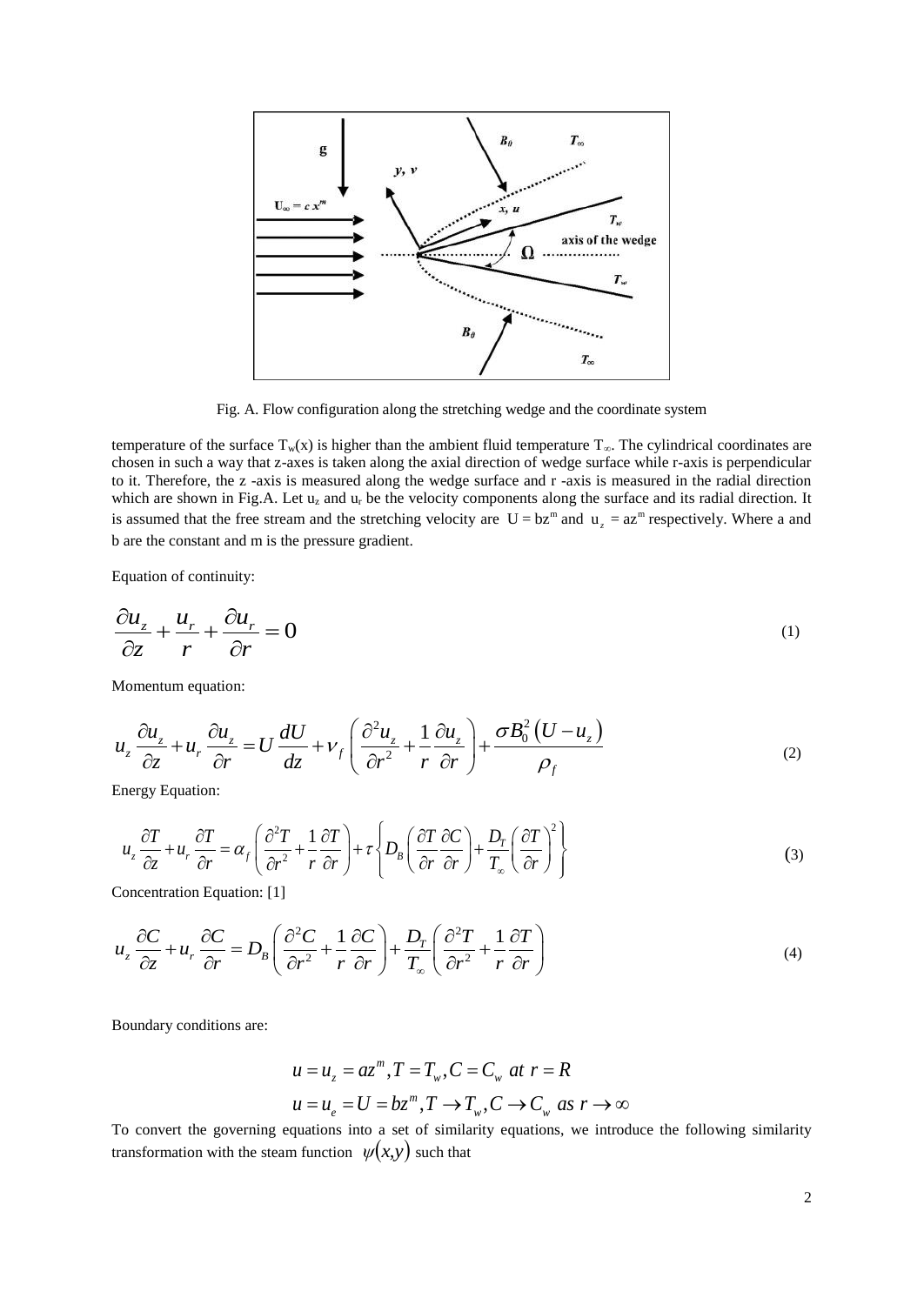Fig. A. Flow configuration along the stretching wedge and the coordinate system

temperature of the surface $T_w(x)$ is higher than the ambient fluid temperature $T_\infty$. The cylindrical coordinates are chosen in such a way that z-axes is taken along the axial direction of wedge surface while r-axis is perpendicular to it. Therefore, the z -axis is measured along the wedge surface and r -axis is measured in the radial direction which are shown in Fig.A. Let $u_z$ and $u_r$ be the velocity components along the surface and its radial direction. It is assumed that the free stream and the stretching velocity are $U = bz^m$ and $u_z = az^m$ respectively. Where a and b are the constant and m is the pressure gradient.

Equation of continuity:

$$\frac{\partial u_z}{\partial z} + \frac{u_r}{r} + \frac{\partial u_r}{\partial r} = 0 \tag{1}$$

Momentum equation:

$$u_z \frac{\partial u_z}{\partial z} + u_r \frac{\partial u_z}{\partial r} = U \frac{dU}{dz} + \nu_f \left( \frac{\partial^2 u_z}{\partial r^2} + \frac{1}{r} \frac{\partial u_z}{\partial r} \right) + \frac{\sigma B_0^2 \left(U - u_z\right)}{\rho_f} \tag{2}$$

Energy Equation:

$$u_z \frac{\partial T}{\partial z} + u_r \frac{\partial T}{\partial r} = \alpha_f \left( \frac{\partial^2 T}{\partial r^2} + \frac{1}{r} \frac{\partial T}{\partial r} \right) + \tau \left\{ D_B \left( \frac{\partial T}{\partial r} \frac{\partial C}{\partial r} \right) + \frac{D_T}{T_\infty} \left( \frac{\partial T}{\partial r} \right)^2 \right\} \tag{3}$$

Concentration Equation: [1]

$$u_z \frac{\partial C}{\partial z} + u_r \frac{\partial C}{\partial r} = D_B \left( \frac{\partial^2 C}{\partial r^2} + \frac{1}{r} \frac{\partial C}{\partial r} \right) + \frac{D_T}{T_\infty} \left( \frac{\partial^2 T}{\partial r^2} + \frac{1}{r} \frac{\partial T}{\partial r} \right) \tag{4}$$

Boundary conditions are:

$$u = u_z = az^m, T = T_w, C = C_w \ at \ r = R$$
$$u = u_e = U = bz^m, T \to T_w, C \to C_w \ as \ r \to \infty$$

To convert the governing equations into a set of similarity equations, we introduce the following similarity transformation with the steam function $\psi(x,y)$ such that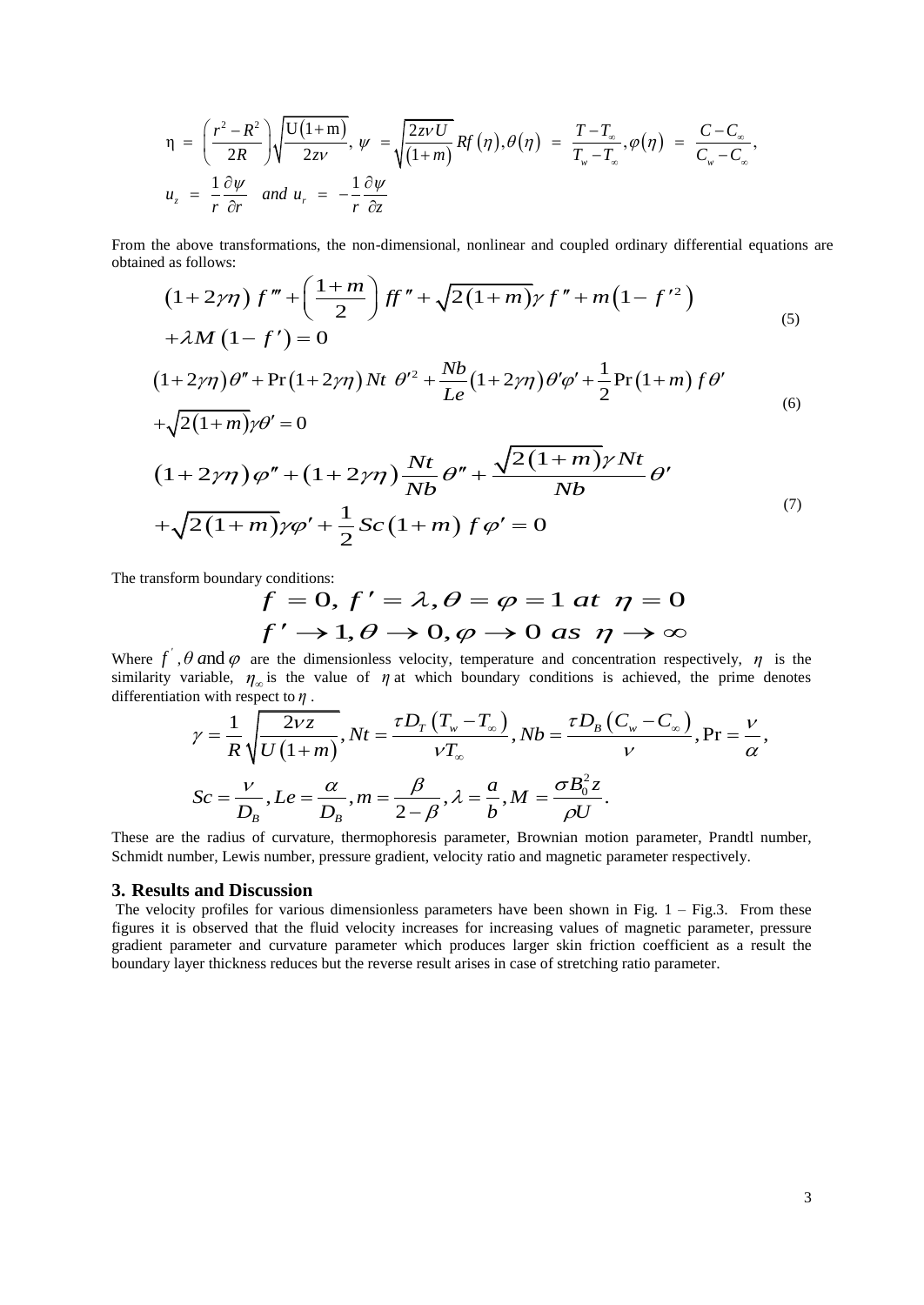$$\eta = \left(\frac{r^2 - R^2}{2R}\right)\sqrt{\frac{U(1+m)}{2z\nu}},\ \psi = \sqrt{\frac{2z\nu U}{(1+m)}}Rf(\eta),\theta(\eta) = \frac{T - T_\infty}{T_w - T_\infty},\varphi(\eta) = \frac{C - C_\infty}{C_w - C_\infty},$$

$$u_z = \frac{1}{r}\frac{\partial\psi}{\partial r} \quad and\ u_r = -\frac{1}{r}\frac{\partial\psi}{\partial z}$$

From the above transformations, the non-dimensional, nonlinear and coupled ordinary differential equations are obtained as follows:

$$(1+2\gamma\eta)\, f''' + \left(\frac{1+m}{2}\right) ff'' + \sqrt{2(1+m)}\gamma\, f'' + m\left(1 - f'^2\right) + \lambda M\left(1 - f'\right) = 0 \tag{5}$$

$$(1+2\gamma\eta)\theta'' + \Pr(1+2\gamma\eta)\, Nt\ \theta'^2 + \frac{Nb}{Le}(1+2\gamma\eta)\theta'\varphi' + \frac{1}{2}\Pr(1+m)\, f\theta' + \sqrt{2(1+m)}\gamma\theta' = 0 \tag{6}$$

$$(1+2\gamma\eta)\varphi'' + (1+2\gamma\eta)\frac{Nt}{Nb}\theta'' + \frac{\sqrt{2(1+m)}\gamma\, Nt}{Nb}\theta' + \sqrt{2(1+m)}\gamma\varphi' + \frac{1}{2}Sc(1+m)\, f\varphi' = 0 \tag{7}$$

The transform boundary conditions:

$$f = 0,\ f' = \lambda, \theta = \varphi = 1\ at\ \eta = 0$$

$$f' \to 1, \theta \to 0, \varphi \to 0\ as\ \eta \to \infty$$

Where $f', \theta$ and $\varphi$ are the dimensionless velocity, temperature and concentration respectively, $\eta$ is the similarity variable, $\eta_\infty$ is the value of $\eta$ at which boundary conditions is achieved, the prime denotes differentiation with respect to $\eta$.

$$\gamma = \frac{1}{R}\sqrt{\frac{2\nu z}{U(1+m)}}, Nt = \frac{\tau D_T\left(T_w - T_\infty\right)}{\nu T_\infty}, Nb = \frac{\tau D_B\left(C_w - C_\infty\right)}{\nu}, \Pr = \frac{\nu}{\alpha},$$

$$Sc = \frac{\nu}{D_B}, Le = \frac{\alpha}{D_B}, m = \frac{\beta}{2-\beta}, \lambda = \frac{a}{b}, M = \frac{\sigma B_0^2 z}{\rho U}.$$

These are the radius of curvature, thermophoresis parameter, Brownian motion parameter, Prandtl number, Schmidt number, Lewis number, pressure gradient, velocity ratio and magnetic parameter respectively.

## 3. Results and Discussion

The velocity profiles for various dimensionless parameters have been shown in Fig. 1 – Fig.3. From these figures it is observed that the fluid velocity increases for increasing values of magnetic parameter, pressure gradient parameter and curvature parameter which produces larger skin friction coefficient as a result the boundary layer thickness reduces but the reverse result arises in case of stretching ratio parameter.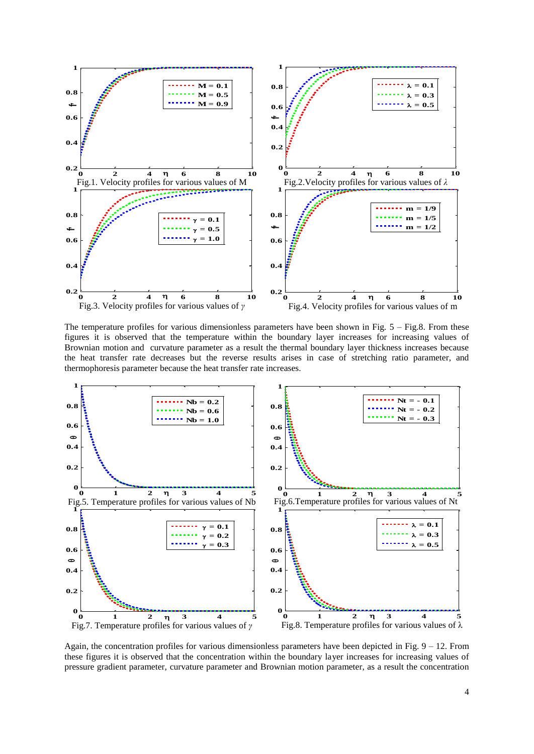Fig.1. Velocity profiles for various values of M

Fig.2.Velocity profiles for various values of $\lambda$

Fig.3. Velocity profiles for various values of $\gamma$

Fig.4. Velocity profiles for various values of m

The temperature profiles for various dimensionless parameters have been shown in Fig. 5 – Fig.8. From these figures it is observed that the temperature within the boundary layer increases for increasing values of Brownian motion and curvature parameter as a result the thermal boundary layer thickness increases because the heat transfer rate decreases but the reverse results arises in case of stretching ratio parameter, and thermophoresis parameter because the heat transfer rate increases.

Fig.5. Temperature profiles for various values of Nb

Fig.6.Temperature profiles for various values of Nt

Fig.7. Temperature profiles for various values of $\gamma$

Fig.8. Temperature profiles for various values of $\lambda$

Again, the concentration profiles for various dimensionless parameters have been depicted in Fig. 9 – 12. From these figures it is observed that the concentration within the boundary layer increases for increasing values of pressure gradient parameter, curvature parameter and Brownian motion parameter, as a result the concentration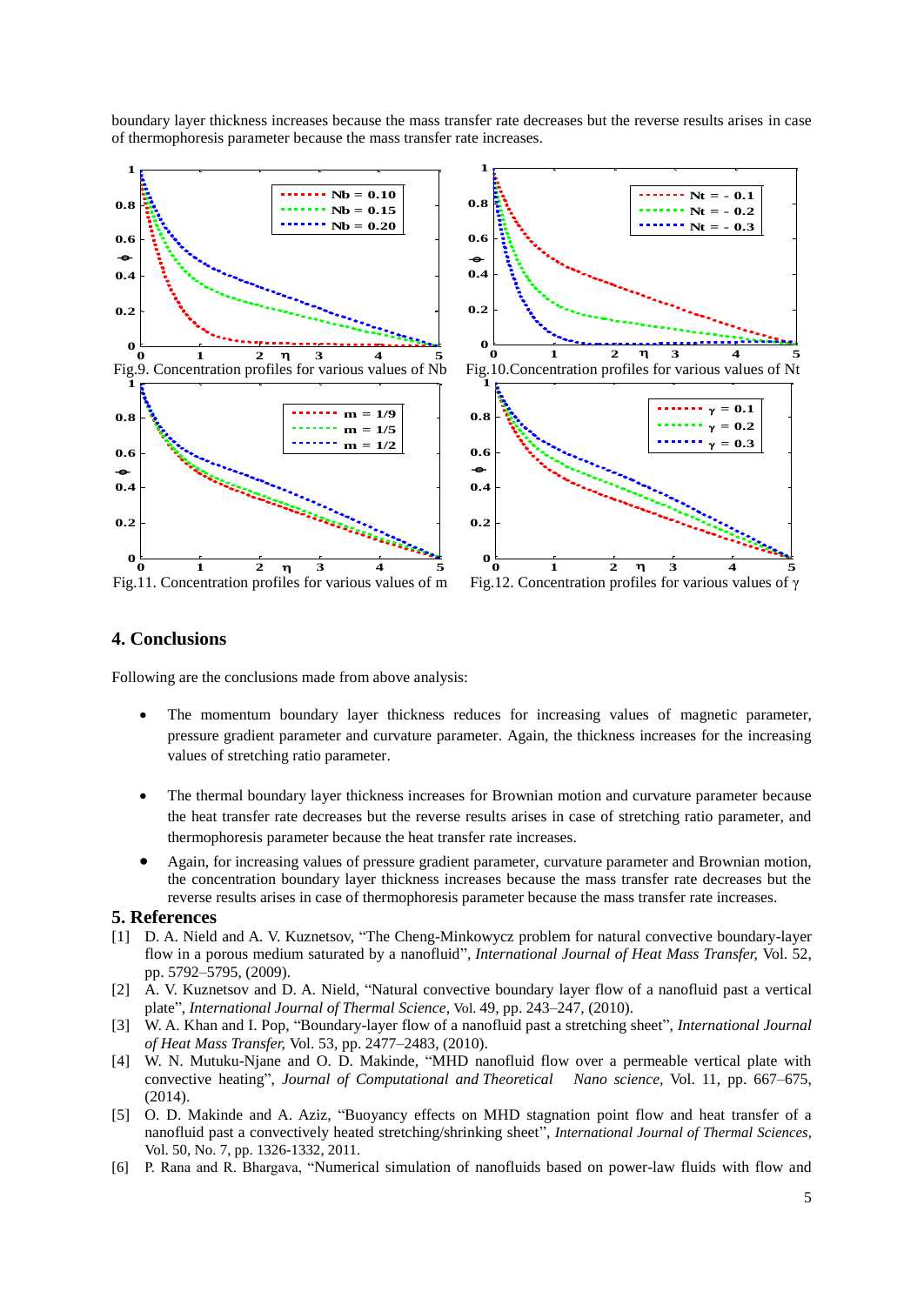boundary layer thickness increases because the mass transfer rate decreases but the reverse results arises in case of thermophoresis parameter because the mass transfer rate increases.

Fig.9. Concentration profiles for various values of Nb

Fig.10.Concentration profiles for various values of Nt

Fig.11. Concentration profiles for various values of m

Fig.12. Concentration profiles for various values of γ

## 4. Conclusions

Following are the conclusions made from above analysis:

- The momentum boundary layer thickness reduces for increasing values of magnetic parameter, pressure gradient parameter and curvature parameter. Again, the thickness increases for the increasing values of stretching ratio parameter.

- The thermal boundary layer thickness increases for Brownian motion and curvature parameter because the heat transfer rate decreases but the reverse results arises in case of stretching ratio parameter, and thermophoresis parameter because the heat transfer rate increases.

- Again, for increasing values of pressure gradient parameter, curvature parameter and Brownian motion, the concentration boundary layer thickness increases because the mass transfer rate decreases but the reverse results arises in case of thermophoresis parameter because the mass transfer rate increases.

## 5. References

[1] D. A. Nield and A. V. Kuznetsov, "The Cheng-Minkowycz problem for natural convective boundary-layer flow in a porous medium saturated by a nanofluid", *International Journal of Heat Mass Transfer,* Vol. 52, pp. 5792–5795, (2009).

[2] A. V. Kuznetsov and D. A. Nield, "Natural convective boundary layer flow of a nanofluid past a vertical plate", *International Journal of Thermal Science*, Vol. 49, pp. 243–247, (2010).

[3] W. A. Khan and I. Pop, "Boundary-layer flow of a nanofluid past a stretching sheet", *International Journal of Heat Mass Transfer,* Vol. 53, pp. 2477–2483, (2010).

[4] W. N. Mutuku-Njane and O. D. Makinde, "MHD nanofluid flow over a permeable vertical plate with convective heating", *Journal of Computational and Theoretical Nano science*, Vol. 11, pp. 667–675, (2014).

[5] O. D. Makinde and A. Aziz, "Buoyancy effects on MHD stagnation point flow and heat transfer of a nanofluid past a convectively heated stretching/shrinking sheet", *International Journal of Thermal Sciences,* Vol. 50, No. 7, pp. 1326-1332, 2011.

[6] P. Rana and R. Bhargava, "Numerical simulation of nanofluids based on power-law fluids with flow and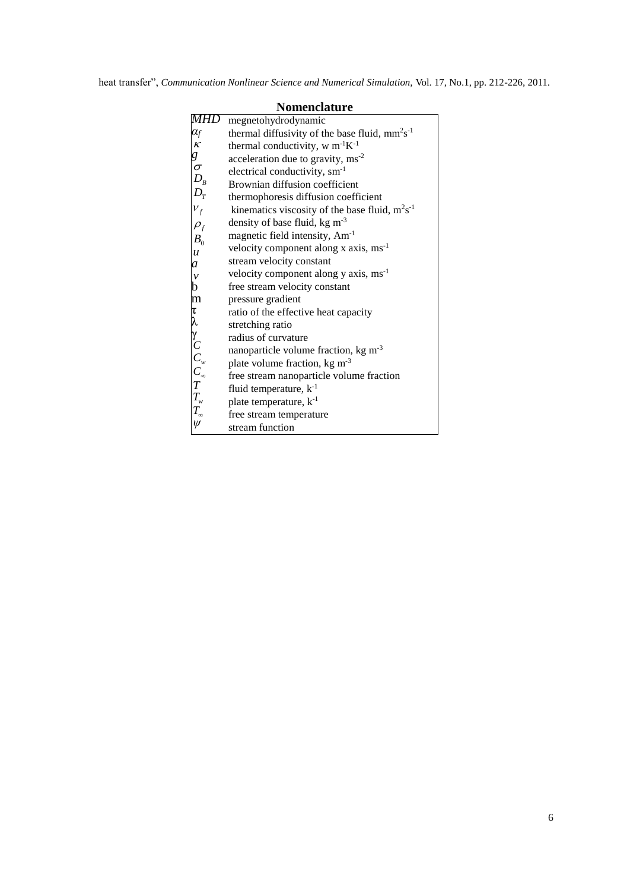heat transfer", *Communication Nonlinear Science and Numerical Simulation,* Vol. 17, No.1, pp. 212-226, 2011.

**Nomenclature**

| | |
|---|---|
| *MHD* | megnetohydrodynamic |
| $\alpha_f$ | thermal diffusivity of the base fluid, $mm^2s^{-1}$ |
| $\kappa$ | thermal conductivity, w $m^{-1}K^{-1}$ |
| $g$ | acceleration due to gravity, $ms^{-2}$ |
| $\sigma$ | electrical conductivity, $sm^{-1}$ |
| $D_B$ | Brownian diffusion coefficient |
| $D_T$ | thermophoresis diffusion coefficient |
| $\nu_f$ | kinematics viscosity of the base fluid, $m^2s^{-1}$ |
| $\rho_f$ | density of base fluid, kg $m^{-3}$ |
| $B_0$ | magnetic field intensity, $Am^{-1}$ |
| $u$ | velocity component along x axis, $ms^{-1}$ |
| $a$ | stream velocity constant |
| $v$ | velocity component along y axis, $ms^{-1}$ |
| b | free stream velocity constant |
| m | pressure gradient |
| $\tau$ | ratio of the effective heat capacity |
| $\lambda$ | stretching ratio |
| $\gamma$ | radius of curvature |
| $C$ | nanoparticle volume fraction, kg $m^{-3}$ |
| $C_w$ | plate volume fraction, kg $m^{-3}$ |
| $C_\infty$ | free stream nanoparticle volume fraction |
| $T$ | fluid temperature, $k^{-1}$ |
| $T_w$ | plate temperature, $k^{-1}$ |
| $T_\infty$ | free stream temperature |
| $\psi$ | stream function |